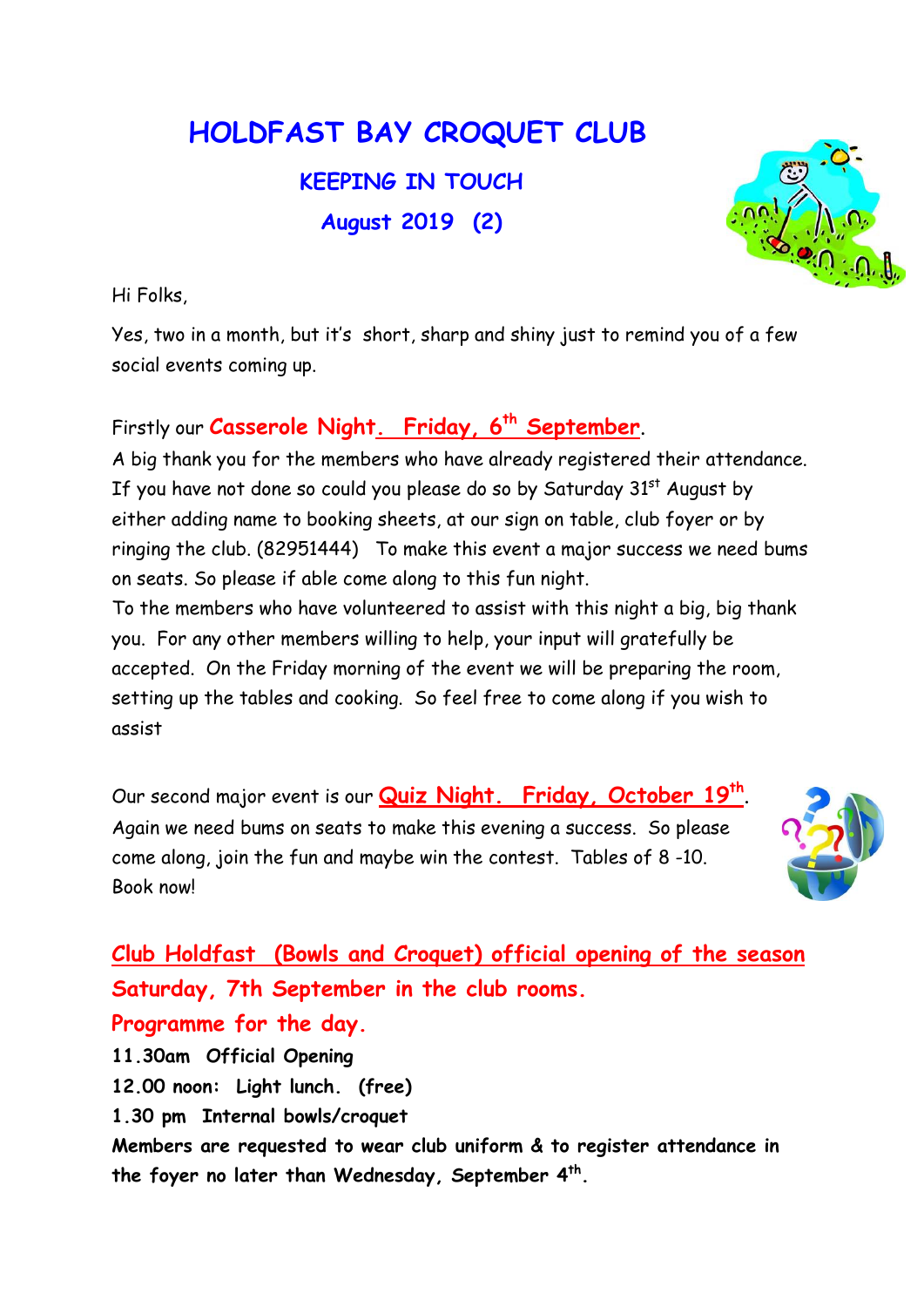# HOLDFAST BAY CROQUET CLUB

## KEEPING IN TOUCH

## August 2019 (2)

Hi Folks,

Yes, two in a month, but it's short, sharp and shiny just to remind you of a few social events coming up.

Firstly our **Casserole Night. Friday, 6th September**.

A big thank you for the members who have already registered their attendance. If you have not done so could you please do so by Saturday 31st August by either adding name to booking sheets, at our sign on table, club foyer or by ringing the club. (82951444) To make this event a major success we need bums on seats. So please if able come along to this fun night.

To the members who have volunteered to assist with this night a big, big thank you. For any other members willing to help, your input will gratefully be accepted. On the Friday morning of the event we will be preparing the room, setting up the tables and cooking. So feel free to come along if you wish to assist

Our second major event is our **Quiz Night. Friday, October 19th**. Again we need bums on seats to make this evening a success. So please come along, join the fun and maybe win the contest. Tables of 8 -10. Book now!

**Club Holdfast (Bowls and Croquet) official opening of the season Saturday, 7th September in the club rooms.**

**Programme for the day.**

**11.30am Official Opening**

**12.00 noon: Light lunch. (free)**

**1.30 pm Internal bowls/croquet**

**Members are requested to wear club uniform & to register attendance in the foyer no later than Wednesday, September 4th.**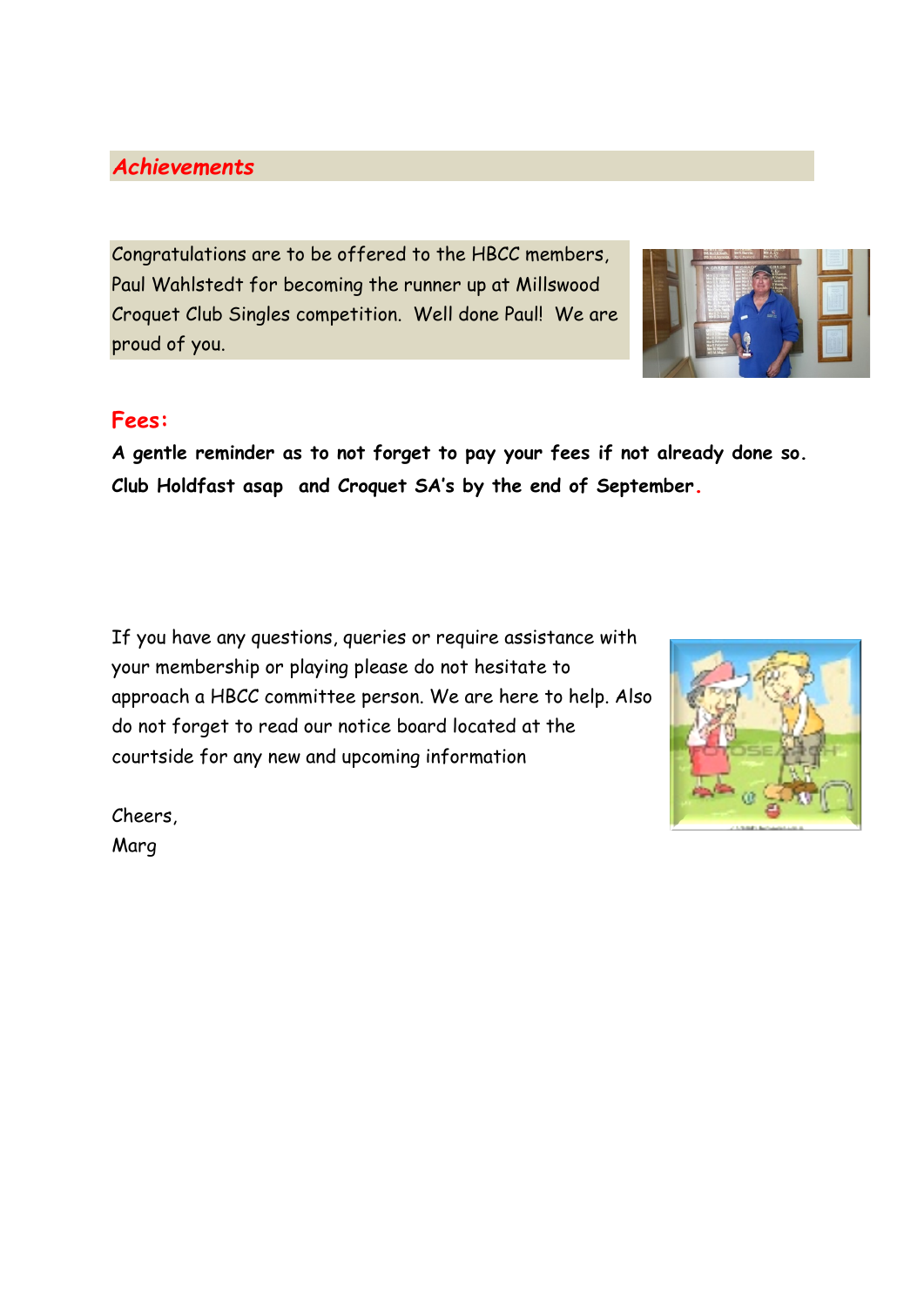## *Achievements*

Congratulations are to be offered to the HBCC members, Paul Wahlstedt for becoming the runner up at Millswood Croquet Club Singles competition. Well done Paul! We are proud of you.

## Fees:

**A gentle reminder as to not forget to pay your fees if not already done so. Club Holdfast asap and Croquet SA's by the end of September.**

If you have any questions, queries or require assistance with your membership or playing please do not hesitate to approach a HBCC committee person. We are here to help. Also do not forget to read our notice board located at the courtside for any new and upcoming information

Cheers,
Marg